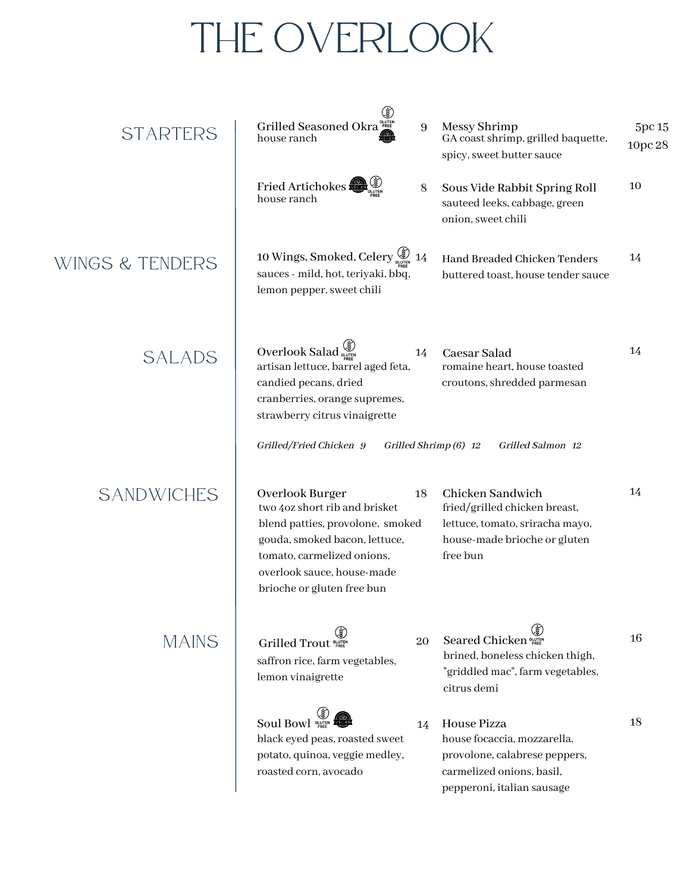# THE OVERLOOK

## STARTERS

**Grilled Seasoned Okra** (Gluten Free) (Vegan) — 9
house ranch

**Fried Artichokes** (Vegan) (Gluten Free) — 8
house ranch

**Messy Shrimp** — 5pc 15 / 10pc 28
GA coast shrimp, grilled baquette, spicy, sweet butter sauce

**Sous Vide Rabbit Spring Roll** — 10
sauteed leeks, cabbage, green onion, sweet chili

## WINGS & TENDERS

**10 Wings, Smoked, Celery** (Gluten Free) — 14
sauces - mild, hot, teriyaki, bbq, lemon pepper, sweet chili

**Hand Breaded Chicken Tenders** — 14
buttered toast, house tender sauce

## SALADS

**Overlook Salad** (Gluten Free) — 14
artisan lettuce, barrel aged feta, candied pecans, dried cranberries, orange supremes, strawberry citrus vinaigrette

**Caesar Salad** — 14
romaine heart, house toasted croutons, shredded parmesan

*Grilled/Fried Chicken 9* &nbsp;&nbsp; *Grilled Shrimp (6) 12* &nbsp;&nbsp; *Grilled Salmon 12*

## SANDWICHES

**Overlook Burger** — 18
two 4oz short rib and brisket blend patties, provolone, smoked gouda, smoked bacon, lettuce, tomato, carmelized onions, overlook sauce, house-made brioche or gluten free bun

**Chicken Sandwich** — 14
fried/grilled chicken breast, lettuce, tomato, sriracha mayo, house-made brioche or gluten free bun

## MAINS

**Grilled Trout** (Gluten Free) — 20
saffron rice, farm vegetables, lemon vinaigrette

**Seared Chicken** (Gluten Free) — 16
brined, boneless chicken thigh, "griddled mac", farm vegetables, citrus demi

**Soul Bowl** (Gluten Free) (Vegan) — 14
black eyed peas, roasted sweet potato, quinoa, veggie medley, roasted corn, avocado

**House Pizza** — 18
house focaccia, mozzarella, provolone, calabrese peppers, carmelized onions, basil, pepperoni, italian sausage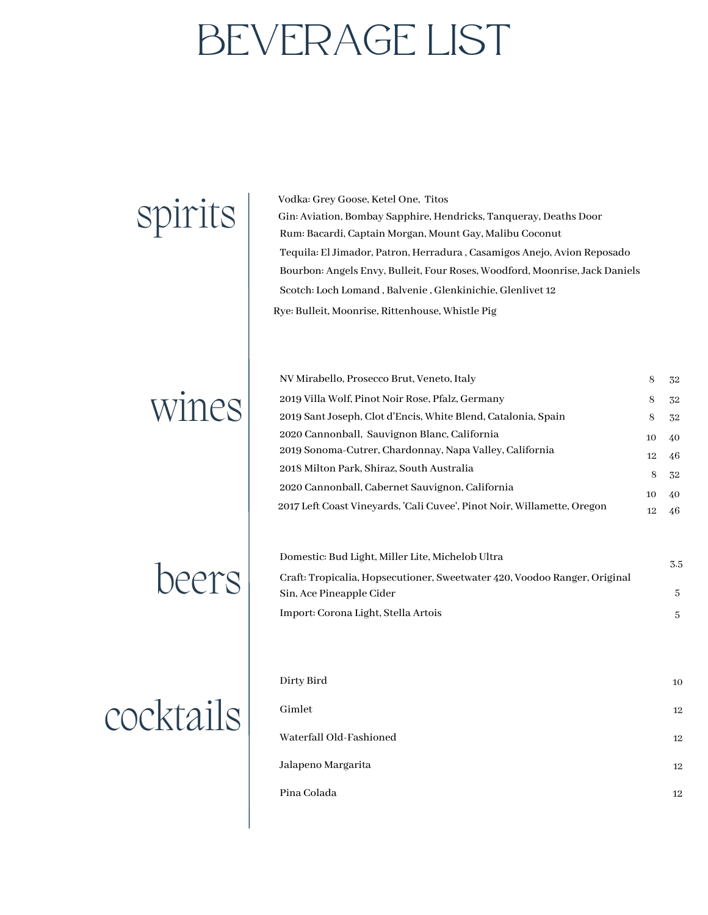# BEVERAGE LIST

## spirits

Vodka: Grey Goose, Ketel One, Titos

Gin: Aviation, Bombay Sapphire, Hendricks, Tanqueray, Deaths Door

Rum: Bacardi, Captain Morgan, Mount Gay, Malibu Coconut

Tequila: El Jimador, Patron, Herradura , Casamigos Anejo, Avion Reposado

Bourbon: Angels Envy, Bulleit, Four Roses, Woodford, Moonrise, Jack Daniels

Scotch: Loch Lomond , Balvenie , Glenkinichie, Glenlivet 12

Rye: Bulleit, Moonrise, Rittenhouse, Whistle Pig

## wines

| | | |
|---|---|---|
| NV Mirabello, Prosecco Brut, Veneto, Italy | 8 | 32 |
| 2019 Villa Wolf, Pinot Noir Rose, Pfalz, Germany | 8 | 32 |
| 2019 Sant Joseph, Clot d'Encis, White Blend, Catalonia, Spain | 8 | 32 |
| 2020 Cannonball, Sauvignon Blanc, California | 10 | 40 |
| 2019 Sonoma-Cutrer, Chardonnay, Napa Valley, California | 12 | 46 |
| 2018 Milton Park, Shiraz, South Australia | 8 | 32 |
| 2020 Cannonball, Cabernet Sauvignon, California | 10 | 40 |
| 2017 Left Coast Vineyards, 'Cali Cuvee', Pinot Noir, Willamette, Oregon | 12 | 46 |

## beers

| | |
|---|---|
| Domestic: Bud Light, Miller Lite, Michelob Ultra | 3.5 |
| Craft: Tropicalia, Hopsecutioner, Sweetwater 420, Voodoo Ranger, Original Sin, Ace Pineapple Cider | 5 |
| Import: Corona Light, Stella Artois | 5 |

## cocktails

| | |
|---|---|
| Dirty Bird | 10 |
| Gimlet | 12 |
| Waterfall Old-Fashioned | 12 |
| Jalapeno Margarita | 12 |
| Pina Colada | 12 |